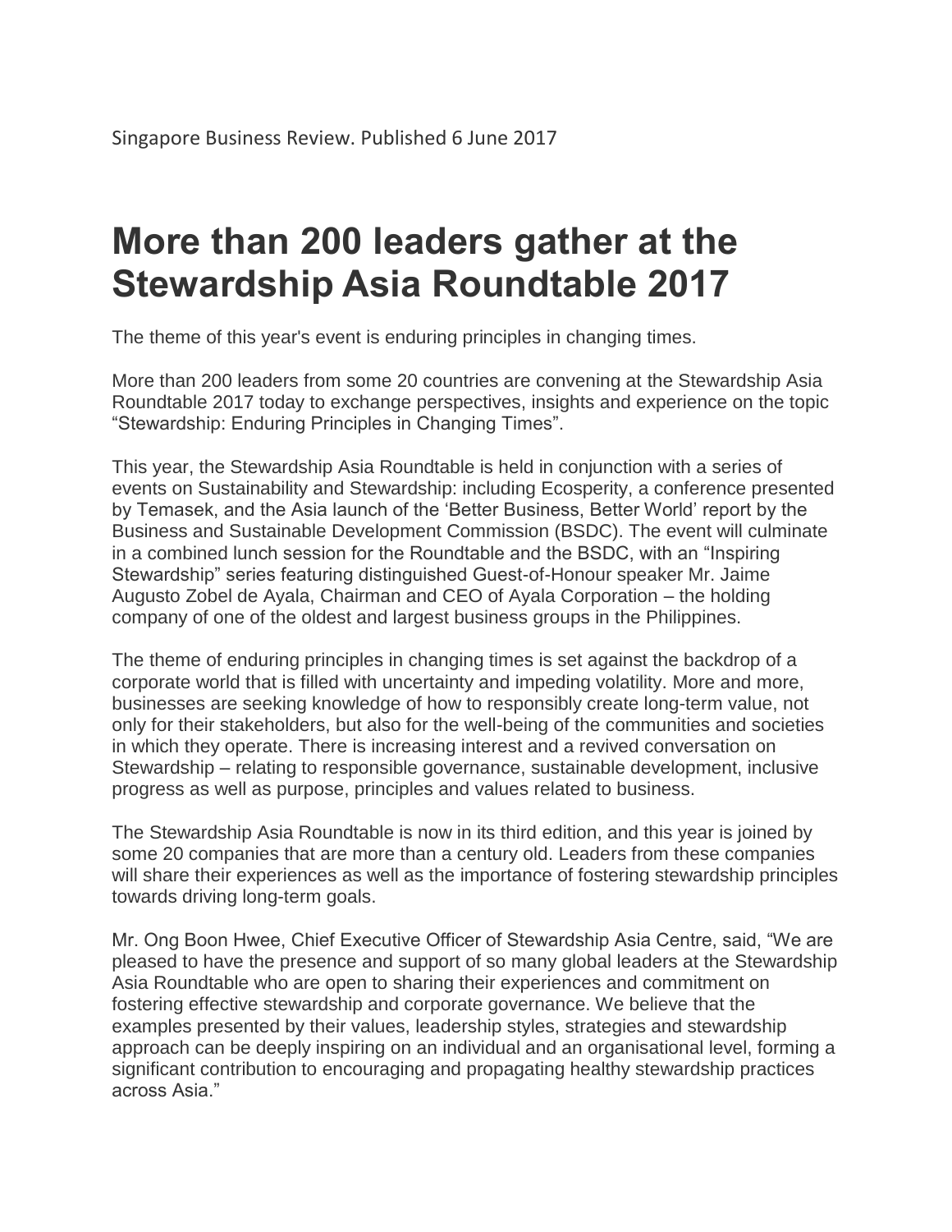Singapore Business Review. Published 6 June 2017

# More than 200 leaders gather at the Stewardship Asia Roundtable 2017

The theme of this year's event is enduring principles in changing times.

More than 200 leaders from some 20 countries are convening at the Stewardship Asia Roundtable 2017 today to exchange perspectives, insights and experience on the topic "Stewardship: Enduring Principles in Changing Times".

This year, the Stewardship Asia Roundtable is held in conjunction with a series of events on Sustainability and Stewardship: including Ecosperity, a conference presented by Temasek, and the Asia launch of the 'Better Business, Better World' report by the Business and Sustainable Development Commission (BSDC). The event will culminate in a combined lunch session for the Roundtable and the BSDC, with an "Inspiring Stewardship" series featuring distinguished Guest-of-Honour speaker Mr. Jaime Augusto Zobel de Ayala, Chairman and CEO of Ayala Corporation – the holding company of one of the oldest and largest business groups in the Philippines.

The theme of enduring principles in changing times is set against the backdrop of a corporate world that is filled with uncertainty and impeding volatility. More and more, businesses are seeking knowledge of how to responsibly create long-term value, not only for their stakeholders, but also for the well-being of the communities and societies in which they operate. There is increasing interest and a revived conversation on Stewardship – relating to responsible governance, sustainable development, inclusive progress as well as purpose, principles and values related to business.

The Stewardship Asia Roundtable is now in its third edition, and this year is joined by some 20 companies that are more than a century old. Leaders from these companies will share their experiences as well as the importance of fostering stewardship principles towards driving long-term goals.

Mr. Ong Boon Hwee, Chief Executive Officer of Stewardship Asia Centre, said, "We are pleased to have the presence and support of so many global leaders at the Stewardship Asia Roundtable who are open to sharing their experiences and commitment on fostering effective stewardship and corporate governance. We believe that the examples presented by their values, leadership styles, strategies and stewardship approach can be deeply inspiring on an individual and an organisational level, forming a significant contribution to encouraging and propagating healthy stewardship practices across Asia."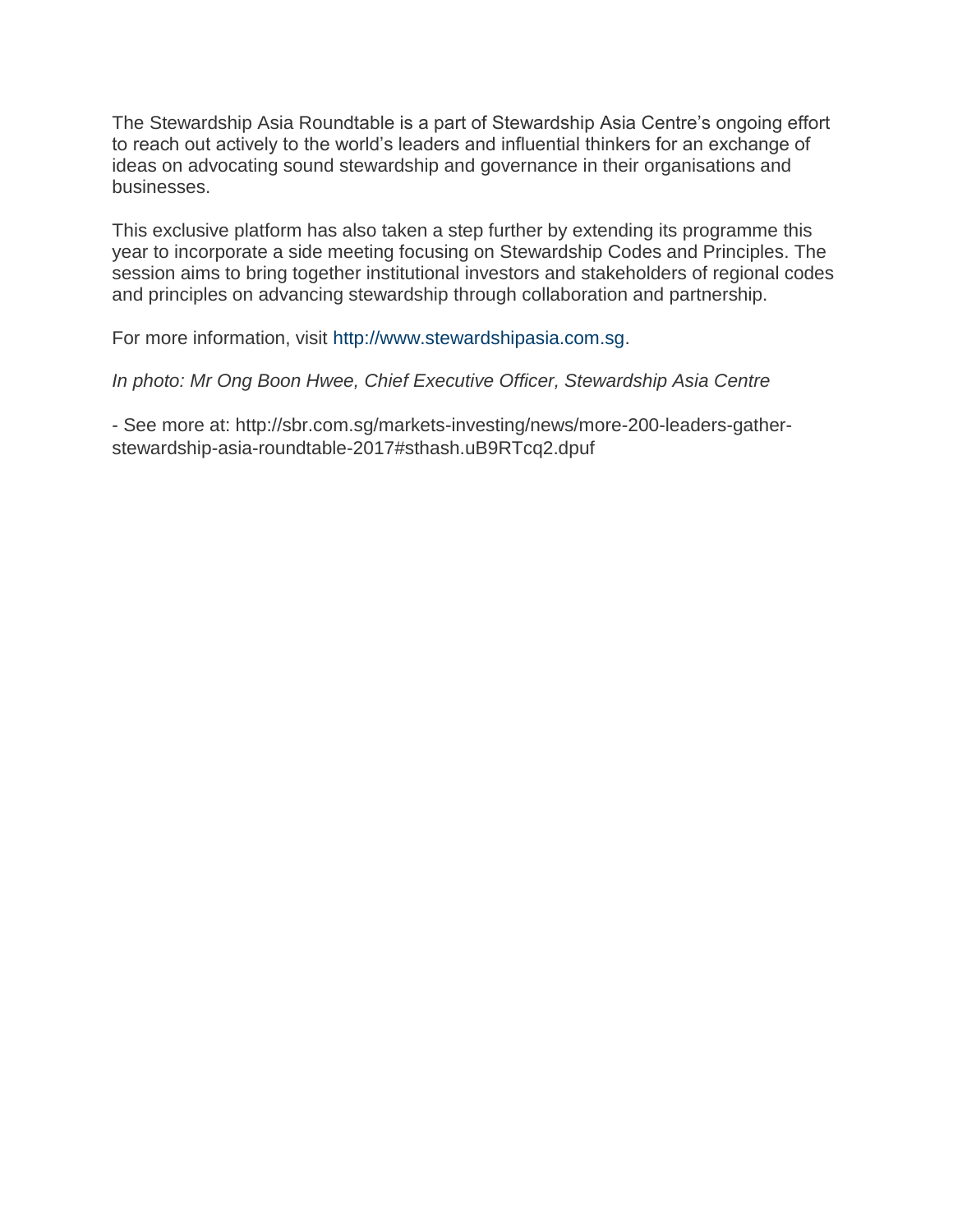The Stewardship Asia Roundtable is a part of Stewardship Asia Centre's ongoing effort to reach out actively to the world's leaders and influential thinkers for an exchange of ideas on advocating sound stewardship and governance in their organisations and businesses.

This exclusive platform has also taken a step further by extending its programme this year to incorporate a side meeting focusing on Stewardship Codes and Principles. The session aims to bring together institutional investors and stakeholders of regional codes and principles on advancing stewardship through collaboration and partnership.

For more information, visit http://www.stewardshipasia.com.sg.

*In photo: Mr Ong Boon Hwee, Chief Executive Officer, Stewardship Asia Centre*

- See more at: http://sbr.com.sg/markets-investing/news/more-200-leaders-gather-stewardship-asia-roundtable-2017#sthash.uB9RTcq2.dpuf